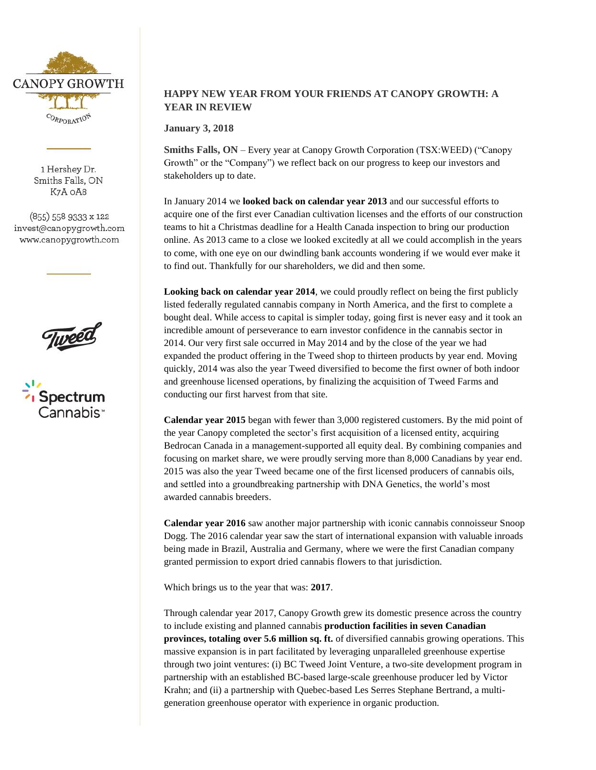CANOPY GROWTH CORPORATION

1 Hershey Dr.
Smiths Falls, ON
K7A 0A8

(855) 558 9333 x 122
invest@canopygrowth.com
www.canopygrowth.com

# HAPPY NEW YEAR FROM YOUR FRIENDS AT CANOPY GROWTH: A YEAR IN REVIEW

**January 3, 2018**

**Smiths Falls, ON** – Every year at Canopy Growth Corporation (TSX:WEED) ("Canopy Growth" or the "Company") we reflect back on our progress to keep our investors and stakeholders up to date.

In January 2014 we **looked back on calendar year 2013** and our successful efforts to acquire one of the first ever Canadian cultivation licenses and the efforts of our construction teams to hit a Christmas deadline for a Health Canada inspection to bring our production online. As 2013 came to a close we looked excitedly at all we could accomplish in the years to come, with one eye on our dwindling bank accounts wondering if we would ever make it to find out. Thankfully for our shareholders, we did and then some.

**Looking back on calendar year 2014**, we could proudly reflect on being the first publicly listed federally regulated cannabis company in North America, and the first to complete a bought deal. While access to capital is simpler today, going first is never easy and it took an incredible amount of perseverance to earn investor confidence in the cannabis sector in 2014. Our very first sale occurred in May 2014 and by the close of the year we had expanded the product offering in the Tweed shop to thirteen products by year end. Moving quickly, 2014 was also the year Tweed diversified to become the first owner of both indoor and greenhouse licensed operations, by finalizing the acquisition of Tweed Farms and conducting our first harvest from that site.

**Calendar year 2015** began with fewer than 3,000 registered customers. By the mid point of the year Canopy completed the sector's first acquisition of a licensed entity, acquiring Bedrocan Canada in a management-supported all equity deal. By combining companies and focusing on market share, we were proudly serving more than 8,000 Canadians by year end. 2015 was also the year Tweed became one of the first licensed producers of cannabis oils, and settled into a groundbreaking partnership with DNA Genetics, the world's most awarded cannabis breeders.

**Calendar year 2016** saw another major partnership with iconic cannabis connoisseur Snoop Dogg. The 2016 calendar year saw the start of international expansion with valuable inroads being made in Brazil, Australia and Germany, where we were the first Canadian company granted permission to export dried cannabis flowers to that jurisdiction.

Which brings us to the year that was: **2017**.

Through calendar year 2017, Canopy Growth grew its domestic presence across the country to include existing and planned cannabis **production facilities in seven Canadian provinces, totaling over 5.6 million sq. ft.** of diversified cannabis growing operations. This massive expansion is in part facilitated by leveraging unparalleled greenhouse expertise through two joint ventures: (i) BC Tweed Joint Venture, a two-site development program in partnership with an established BC-based large-scale greenhouse producer led by Victor Krahn; and (ii) a partnership with Quebec-based Les Serres Stephane Bertrand, a multi-generation greenhouse operator with experience in organic production.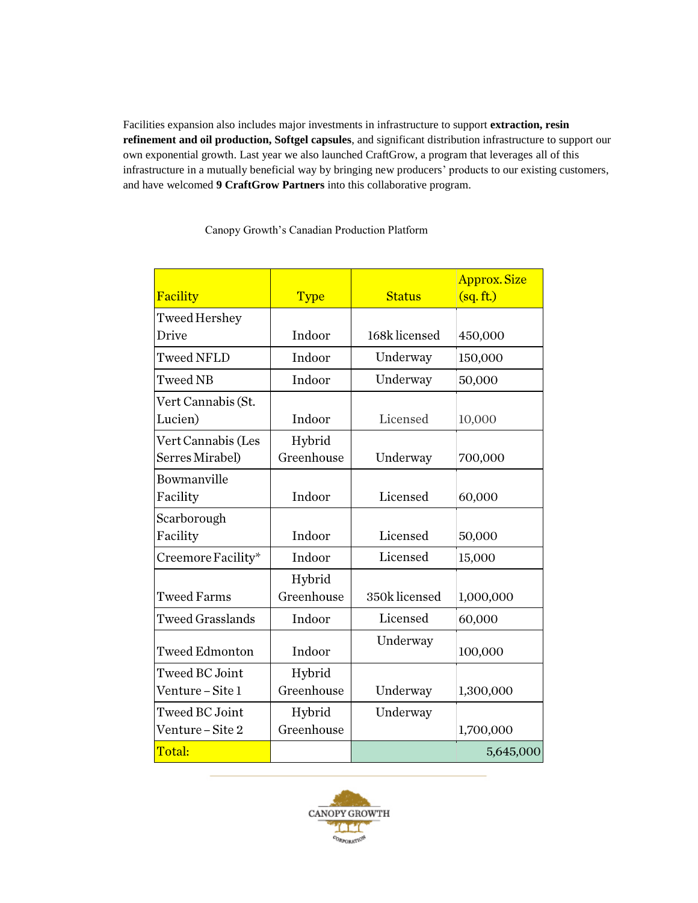Facilities expansion also includes major investments in infrastructure to support **extraction, resin refinement and oil production, Softgel capsules**, and significant distribution infrastructure to support our own exponential growth. Last year we also launched CraftGrow, a program that leverages all of this infrastructure in a mutually beneficial way by bringing new producers' products to our existing customers, and have welcomed **9 CraftGrow Partners** into this collaborative program.

Canopy Growth's Canadian Production Platform

| Facility | Type | Status | Approx. Size (sq. ft.) |
|---|---|---|---|
| Tweed Hershey Drive | Indoor | 168k licensed | 450,000 |
| Tweed NFLD | Indoor | Underway | 150,000 |
| Tweed NB | Indoor | Underway | 50,000 |
| Vert Cannabis (St. Lucien) | Indoor | Licensed | 10,000 |
| Vert Cannabis (Les Serres Mirabel) | Hybrid Greenhouse | Underway | 700,000 |
| Bowmanville Facility | Indoor | Licensed | 60,000 |
| Scarborough Facility | Indoor | Licensed | 50,000 |
| Creemore Facility* | Indoor | Licensed | 15,000 |
| Tweed Farms | Hybrid Greenhouse | 350k licensed | 1,000,000 |
| Tweed Grasslands | Indoor | Licensed | 60,000 |
| Tweed Edmonton | Indoor | Underway | 100,000 |
| Tweed BC Joint Venture – Site 1 | Hybrid Greenhouse | Underway | 1,300,000 |
| Tweed BC Joint Venture – Site 2 | Hybrid Greenhouse | Underway | 1,700,000 |
| Total: | | | 5,645,000 |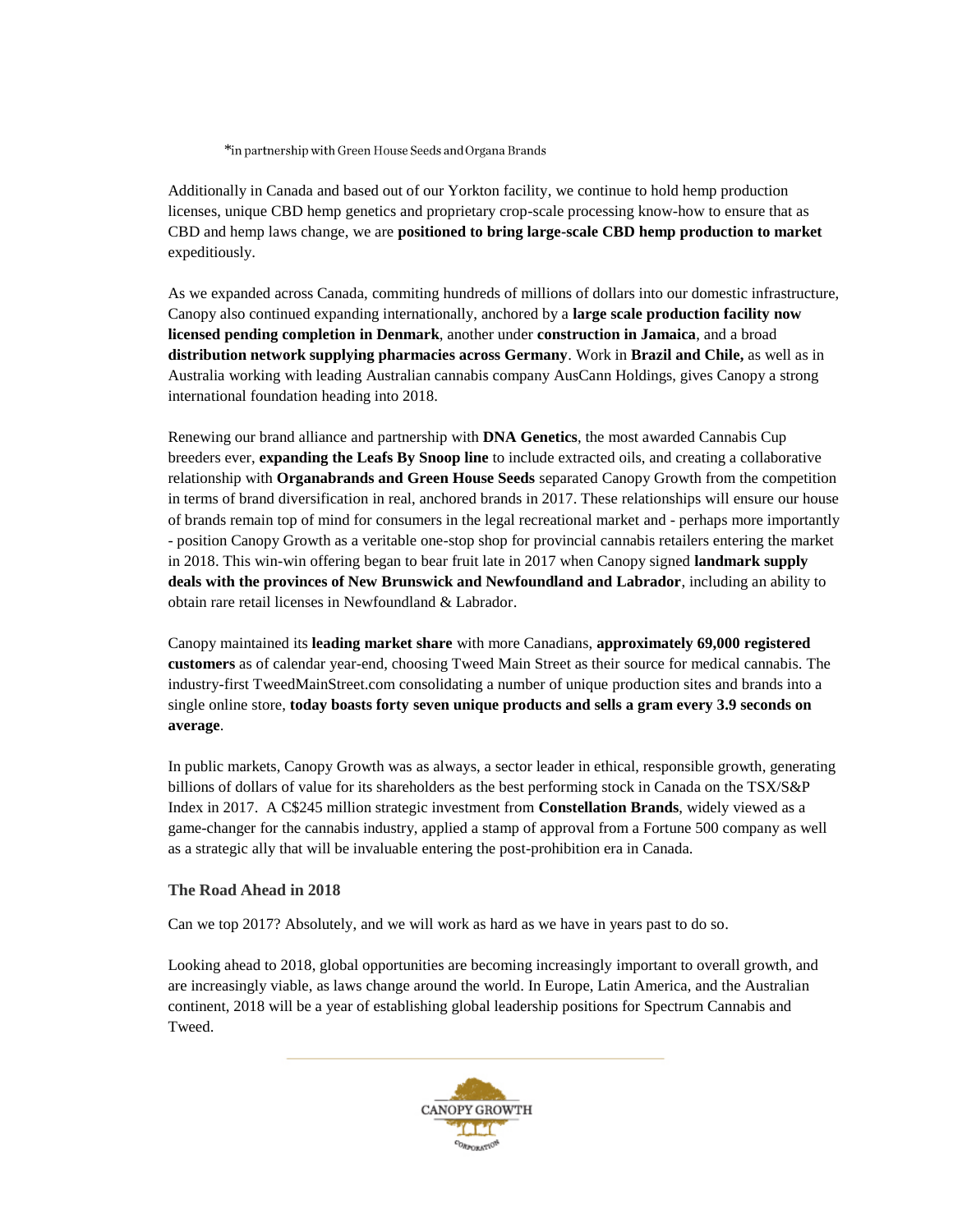*in partnership with Green House Seeds and Organa Brands

Additionally in Canada and based out of our Yorkton facility, we continue to hold hemp production licenses, unique CBD hemp genetics and proprietary crop-scale processing know-how to ensure that as CBD and hemp laws change, we are **positioned to bring large-scale CBD hemp production to market** expeditiously.

As we expanded across Canada, commiting hundreds of millions of dollars into our domestic infrastructure, Canopy also continued expanding internationally, anchored by a **large scale production facility now licensed pending completion in Denmark**, another under **construction in Jamaica**, and a broad **distribution network supplying pharmacies across Germany**. Work in **Brazil and Chile,** as well as in Australia working with leading Australian cannabis company AusCann Holdings, gives Canopy a strong international foundation heading into 2018.

Renewing our brand alliance and partnership with **DNA Genetics**, the most awarded Cannabis Cup breeders ever, **expanding the Leafs By Snoop line** to include extracted oils, and creating a collaborative relationship with **Organabrands and Green House Seeds** separated Canopy Growth from the competition in terms of brand diversification in real, anchored brands in 2017. These relationships will ensure our house of brands remain top of mind for consumers in the legal recreational market and - perhaps more importantly - position Canopy Growth as a veritable one-stop shop for provincial cannabis retailers entering the market in 2018. This win-win offering began to bear fruit late in 2017 when Canopy signed **landmark supply deals with the provinces of New Brunswick and Newfoundland and Labrador**, including an ability to obtain rare retail licenses in Newfoundland & Labrador.

Canopy maintained its **leading market share** with more Canadians, **approximately 69,000 registered customers** as of calendar year-end, choosing Tweed Main Street as their source for medical cannabis. The industry-first TweedMainStreet.com consolidating a number of unique production sites and brands into a single online store, **today boasts forty seven unique products and sells a gram every 3.9 seconds on average**.

In public markets, Canopy Growth was as always, a sector leader in ethical, responsible growth, generating billions of dollars of value for its shareholders as the best performing stock in Canada on the TSX/S&P Index in 2017. A C$245 million strategic investment from **Constellation Brands**, widely viewed as a game-changer for the cannabis industry, applied a stamp of approval from a Fortune 500 company as well as a strategic ally that will be invaluable entering the post-prohibition era in Canada.

### The Road Ahead in 2018

Can we top 2017? Absolutely, and we will work as hard as we have in years past to do so.

Looking ahead to 2018, global opportunities are becoming increasingly important to overall growth, and are increasingly viable, as laws change around the world. In Europe, Latin America, and the Australian continent, 2018 will be a year of establishing global leadership positions for Spectrum Cannabis and Tweed.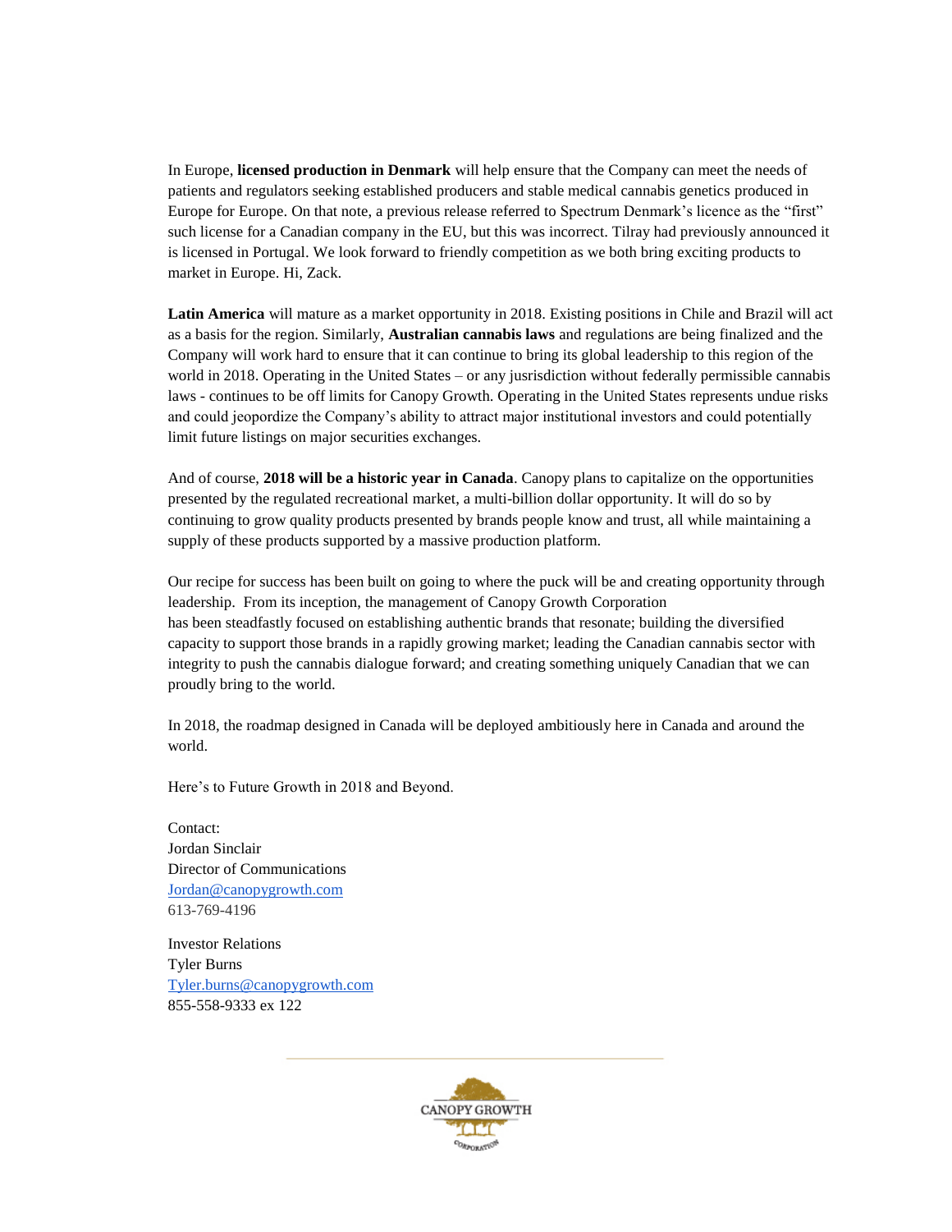In Europe, **licensed production in Denmark** will help ensure that the Company can meet the needs of patients and regulators seeking established producers and stable medical cannabis genetics produced in Europe for Europe. On that note, a previous release referred to Spectrum Denmark's licence as the "first" such license for a Canadian company in the EU, but this was incorrect. Tilray had previously announced it is licensed in Portugal. We look forward to friendly competition as we both bring exciting products to market in Europe. Hi, Zack.

**Latin America** will mature as a market opportunity in 2018. Existing positions in Chile and Brazil will act as a basis for the region. Similarly, **Australian cannabis laws** and regulations are being finalized and the Company will work hard to ensure that it can continue to bring its global leadership to this region of the world in 2018. Operating in the United States – or any jusrisdiction without federally permissible cannabis laws - continues to be off limits for Canopy Growth. Operating in the United States represents undue risks and could jeopardize the Company's ability to attract major institutional investors and could potentially limit future listings on major securities exchanges.

And of course, **2018 will be a historic year in Canada**. Canopy plans to capitalize on the opportunities presented by the regulated recreational market, a multi-billion dollar opportunity. It will do so by continuing to grow quality products presented by brands people know and trust, all while maintaining a supply of these products supported by a massive production platform.

Our recipe for success has been built on going to where the puck will be and creating opportunity through leadership. From its inception, the management of Canopy Growth Corporation has been steadfastly focused on establishing authentic brands that resonate; building the diversified capacity to support those brands in a rapidly growing market; leading the Canadian cannabis sector with integrity to push the cannabis dialogue forward; and creating something uniquely Canadian that we can proudly bring to the world.

In 2018, the roadmap designed in Canada will be deployed ambitiously here in Canada and around the world.

Here's to Future Growth in 2018 and Beyond.

Contact:
Jordan Sinclair
Director of Communications
Jordan@canopygrowth.com
613-769-4196

Investor Relations
Tyler Burns
Tyler.burns@canopygrowth.com
855-558-9333 ex 122

CANOPY GROWTH CORPORATION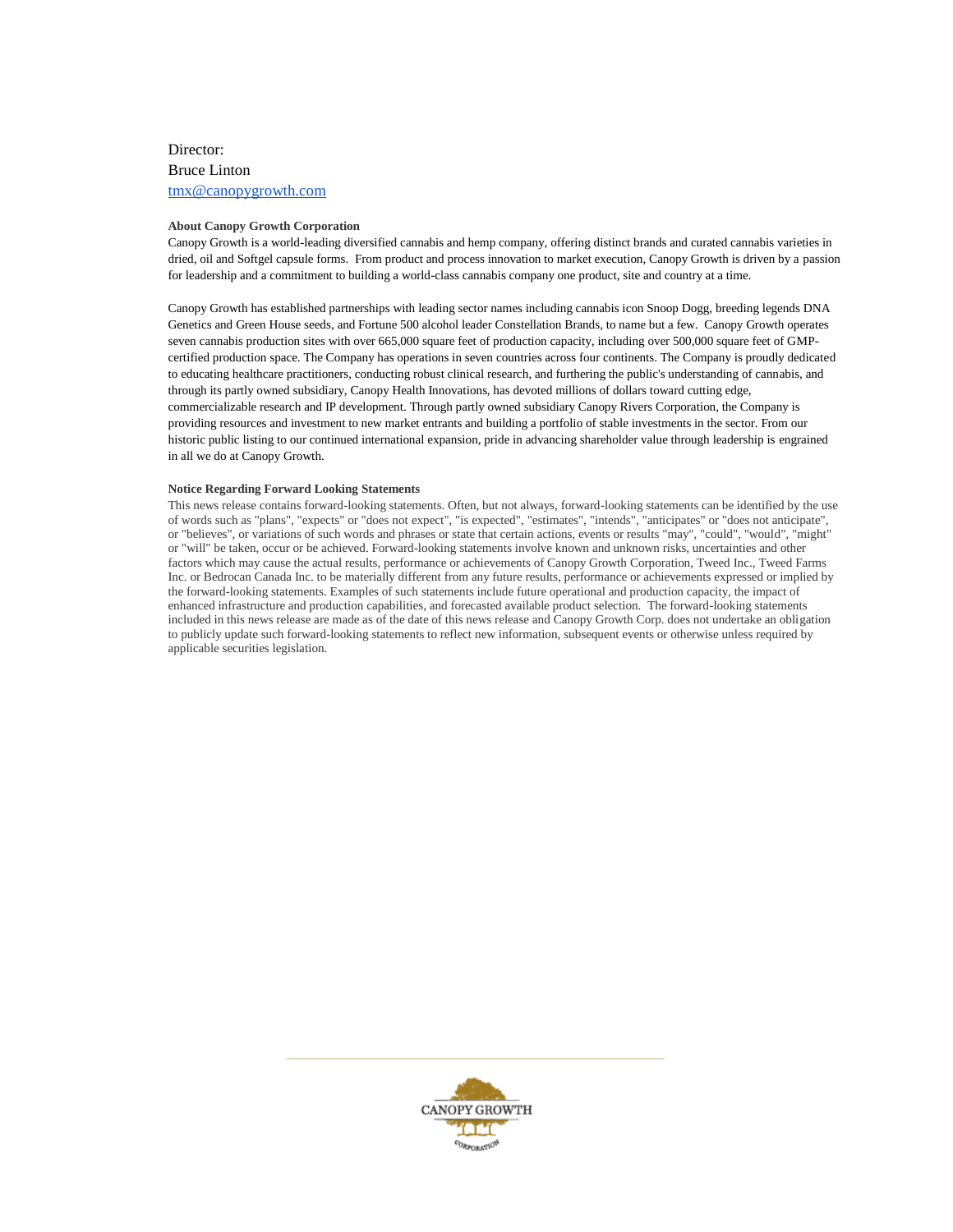Director:
Bruce Linton
tmx@canopygrowth.com

**About Canopy Growth Corporation**

Canopy Growth is a world-leading diversified cannabis and hemp company, offering distinct brands and curated cannabis varieties in dried, oil and Softgel capsule forms. From product and process innovation to market execution, Canopy Growth is driven by a passion for leadership and a commitment to building a world-class cannabis company one product, site and country at a time.

Canopy Growth has established partnerships with leading sector names including cannabis icon Snoop Dogg, breeding legends DNA Genetics and Green House seeds, and Fortune 500 alcohol leader Constellation Brands, to name but a few. Canopy Growth operates seven cannabis production sites with over 665,000 square feet of production capacity, including over 500,000 square feet of GMP-certified production space. The Company has operations in seven countries across four continents. The Company is proudly dedicated to educating healthcare practitioners, conducting robust clinical research, and furthering the public's understanding of cannabis, and through its partly owned subsidiary, Canopy Health Innovations, has devoted millions of dollars toward cutting edge, commercializable research and IP development. Through partly owned subsidiary Canopy Rivers Corporation, the Company is providing resources and investment to new market entrants and building a portfolio of stable investments in the sector. From our historic public listing to our continued international expansion, pride in advancing shareholder value through leadership is engrained in all we do at Canopy Growth.

**Notice Regarding Forward Looking Statements**

This news release contains forward-looking statements. Often, but not always, forward-looking statements can be identified by the use of words such as "plans", "expects" or "does not expect", "is expected", "estimates", "intends", "anticipates" or "does not anticipate", or "believes", or variations of such words and phrases or state that certain actions, events or results "may", "could", "would", "might" or "will" be taken, occur or be achieved. Forward-looking statements involve known and unknown risks, uncertainties and other factors which may cause the actual results, performance or achievements of Canopy Growth Corporation, Tweed Inc., Tweed Farms Inc. or Bedrocan Canada Inc. to be materially different from any future results, performance or achievements expressed or implied by the forward-looking statements. Examples of such statements include future operational and production capacity, the impact of enhanced infrastructure and production capabilities, and forecasted available product selection. The forward-looking statements included in this news release are made as of the date of this news release and Canopy Growth Corp. does not undertake an obligation to publicly update such forward-looking statements to reflect new information, subsequent events or otherwise unless required by applicable securities legislation.

CANOPY GROWTH CORPORATION